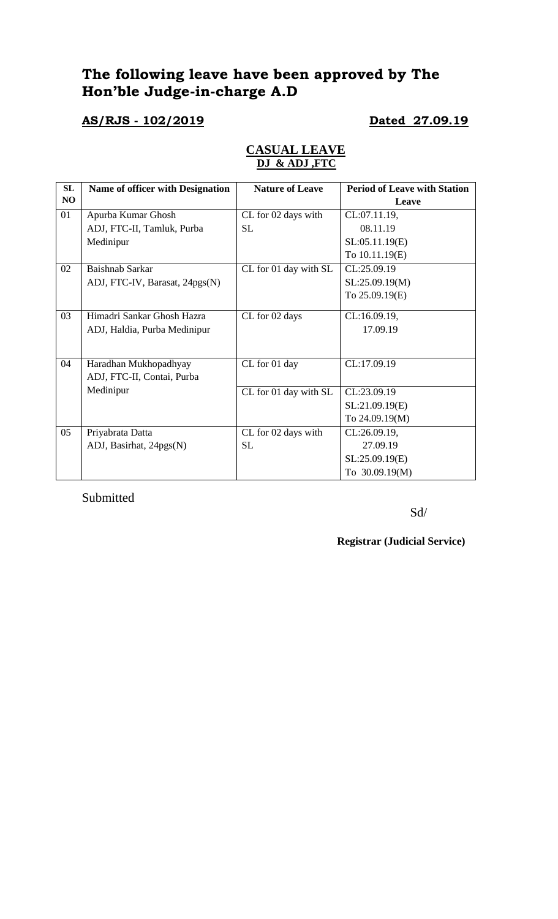# The following leave have been approved by The Hon'ble Judge-in-charge A.D

**AS/RJS - 102/2019** **Dated 27.09.19**

## CASUAL LEAVE
**DJ & ADJ ,FTC**

| SL NO | Name of officer with Designation | Nature of Leave | Period of Leave with Station Leave |
|---|---|---|---|
| 01 | Apurba Kumar Ghosh ADJ, FTC-II, Tamluk, Purba Medinipur | CL for 02 days with SL | CL:07.11.19, 08.11.19 SL:05.11.19(E) To 10.11.19(E) |
| 02 | Baishnab Sarkar ADJ, FTC-IV, Barasat, 24pgs(N) | CL for 01 day with SL | CL:25.09.19 SL:25.09.19(M) To 25.09.19(E) |
| 03 | Himadri Sankar Ghosh Hazra ADJ, Haldia, Purba Medinipur | CL for 02 days | CL:16.09.19, 17.09.19 |
| 04 | Haradhan Mukhopadhyay ADJ, FTC-II, Contai, Purba Medinipur | CL for 01 day | CL:17.09.19 |
| | | CL for 01 day with SL | CL:23.09.19 SL:21.09.19(E) To 24.09.19(M) |
| 05 | Priyabrata Datta ADJ, Basirhat, 24pgs(N) | CL for 02 days with SL | CL:26.09.19, 27.09.19 SL:25.09.19(E) To 30.09.19(M) |

Submitted

Sd/

**Registrar (Judicial Service)**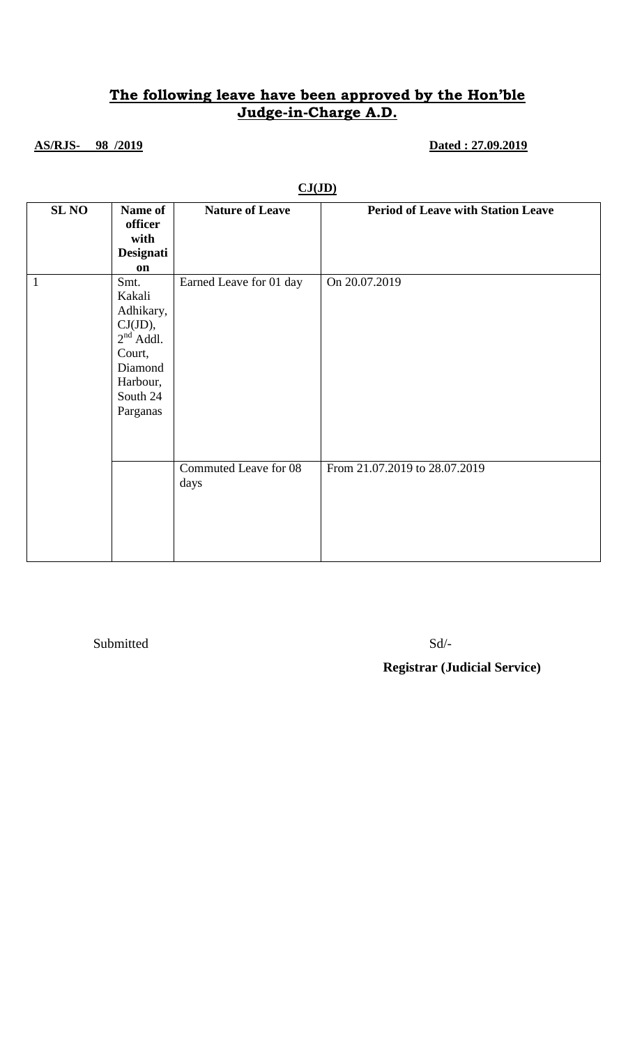## The following leave have been approved by the Hon'ble Judge-in-Charge A.D.

**AS/RJS- 98 /2019** **Dated : 27.09.2019**

**CJ(JD)**

| SL NO | Name of officer with Designation | Nature of Leave | Period of Leave with Station Leave |
|---|---|---|---|
| 1 | Smt. Kakali Adhikary, CJ(JD), 2nd Addl. Court, Diamond Harbour, South 24 Parganas | Earned Leave for 01 day | On 20.07.2019 |
| | | Commuted Leave for 08 days | From 21.07.2019 to 28.07.2019 |

Submitted

Sd/-

**Registrar (Judicial Service)**